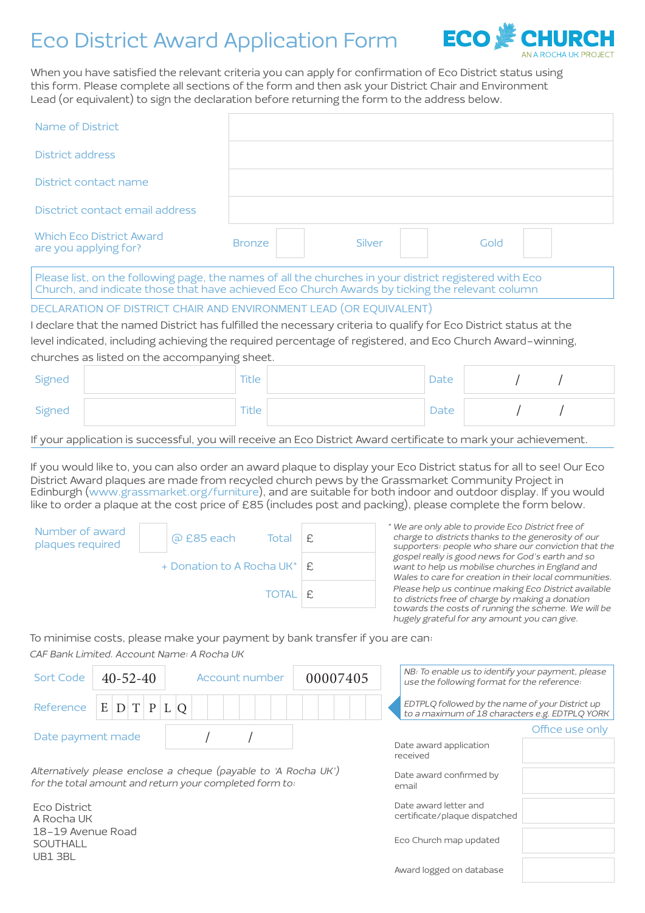# Eco District Award Application Form

ECO CHURCH
AN A ROCHA UK PROJECT

When you have satisfied the relevant criteria you can apply for confirmation of Eco District status using this form. Please complete all sections of the form and then ask your District Chair and Environment Lead (or equivalent) to sign the declaration before returning the form to the address below.

| | |
|---|---|
| Name of District | |
| District address | |
| District contact name | |
| Disctrict contact email address | |

| Which Eco District Award are you applying for? | Bronze | | Silver | | Gold | |
|---|---|---|---|---|---|---|

Please list, on the following page, the names of all the churches in your district registered with Eco Church, and indicate those that have achieved Eco Church Awards by ticking the relevant column

## DECLARATION OF DISTRICT CHAIR AND ENVIRONMENT LEAD (OR EQUIVALENT)

I declare that the named District has fulfilled the necessary criteria to qualify for Eco District status at the level indicated, including achieving the required percentage of registered, and Eco Church Award–winning, churches as listed on the accompanying sheet.

| Signed | | Title | | Date | / / |
|---|---|---|---|---|---|
| Signed | | Title | | Date | / / |

If your application is successful, you will receive an Eco District Award certificate to mark your achievement.

If you would like to, you can also order an award plaque to display your Eco District status for all to see! Our Eco District Award plaques are made from recycled church pews by the Grassmarket Community Project in Edinburgh (www.grassmarket.org/furniture), and are suitable for both indoor and outdoor display. If you would like to order a plaque at the cost price of £85 (includes post and packing), please complete the form below.

| Number of award plaques required | | @ £85 each | Total | £ |
|---|---|---|---|---|
| | | + Donation to A Rocha UK* | | £ |
| | | | TOTAL | £ |

*\* We are only able to provide Eco District free of charge to districts thanks to the generosity of our supporters: people who share our conviction that the gospel really is good news for God's earth and so want to help us mobilise churches in England and Wales to care for creation in their local communities. Please help us continue making Eco District available to districts free of charge by making a donation towards the costs of running the scheme. We will be hugely grateful for any amount you can give.*

To minimise costs, please make your payment by bank transfer if you can:

*CAF Bank Limited. Account Name: A Rocha UK*

| Sort Code | 40-52-40 | Account number | 00007405 |
|---|---|---|---|

| Reference | E | D | T | P | L | Q | | | | | | | | | | | | |
|---|---|---|---|---|---|---|---|---|---|---|---|---|---|---|---|---|---|---|

Date payment made: / /

*NB: To enable us to identify your payment, please use the following format for the reference:*

*EDTPLQ followed by the name of your District up to a maximum of 18 characters e.g. EDTPLQ YORK*

*Alternatively please enclose a cheque (payable to 'A Rocha UK') for the total amount and return your completed form to:*

Eco District
A Rocha UK
18–19 Avenue Road
SOUTHALL
UB1 3BL

**Office use only**

| | |
|---|---|
| Date award application received | |
| Date award confirmed by email | |
| Date award letter and certificate/plaque dispatched | |
| Eco Church map updated | |
| Award logged on database | |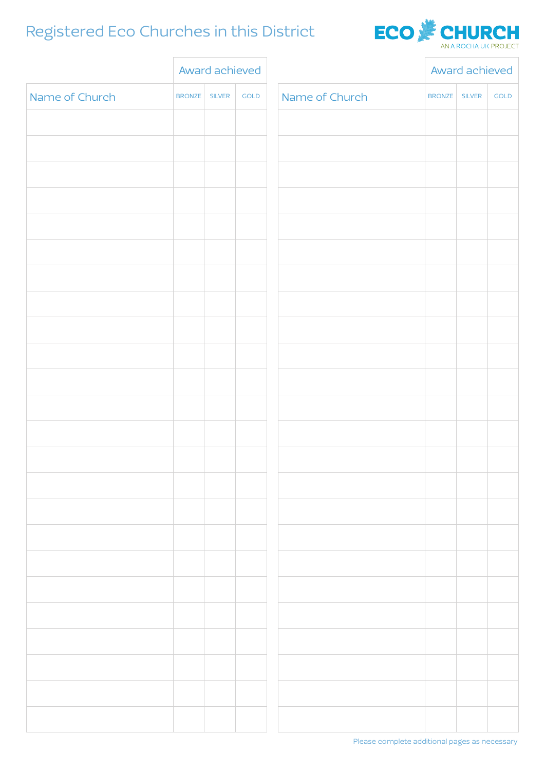# Registered Eco Churches in this District

ECO CHURCH
AN A ROCHA UK PROJECT

| | Award achieved | | |
|---|---|---|---|
| Name of Church | BRONZE | SILVER | GOLD |
| | | | |
| | | | |
| | | | |
| | | | |
| | | | |
| | | | |
| | | | |
| | | | |
| | | | |
| | | | |
| | | | |
| | | | |
| | | | |
| | | | |
| | | | |
| | | | |
| | | | |
| | | | |
| | | | |
| | | | |
| | | | |
| | | | |
| | | | |
| | | | |

| | Award achieved | | |
|---|---|---|---|
| Name of Church | BRONZE | SILVER | GOLD |
| | | | |
| | | | |
| | | | |
| | | | |
| | | | |
| | | | |
| | | | |
| | | | |
| | | | |
| | | | |
| | | | |
| | | | |
| | | | |
| | | | |
| | | | |
| | | | |
| | | | |
| | | | |
| | | | |
| | | | |
| | | | |
| | | | |
| | | | |
| | | | |

Please complete additional pages as necessary